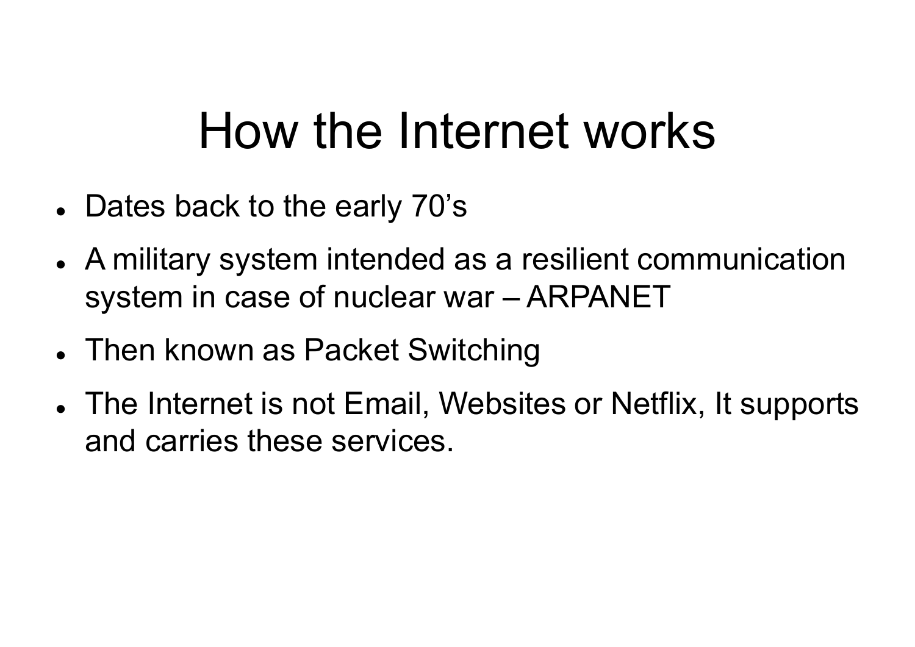# How the Internet works

- Dates back to the early 70's
- A military system intended as a resilient communication system in case of nuclear war – ARPANET
- Then known as Packet Switching
- The Internet is not Email, Websites or Netflix, It supports and carries these services.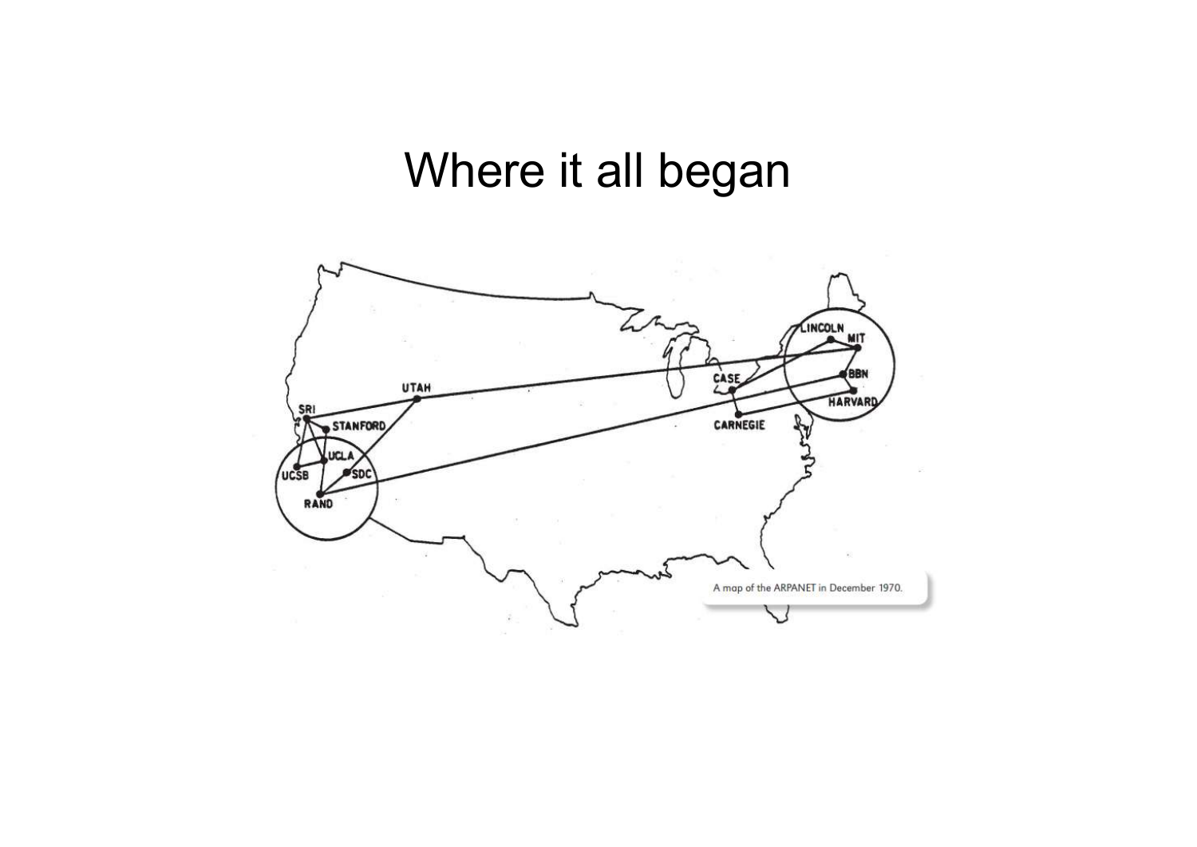# Where it all began

A map of the ARPANET in December 1970.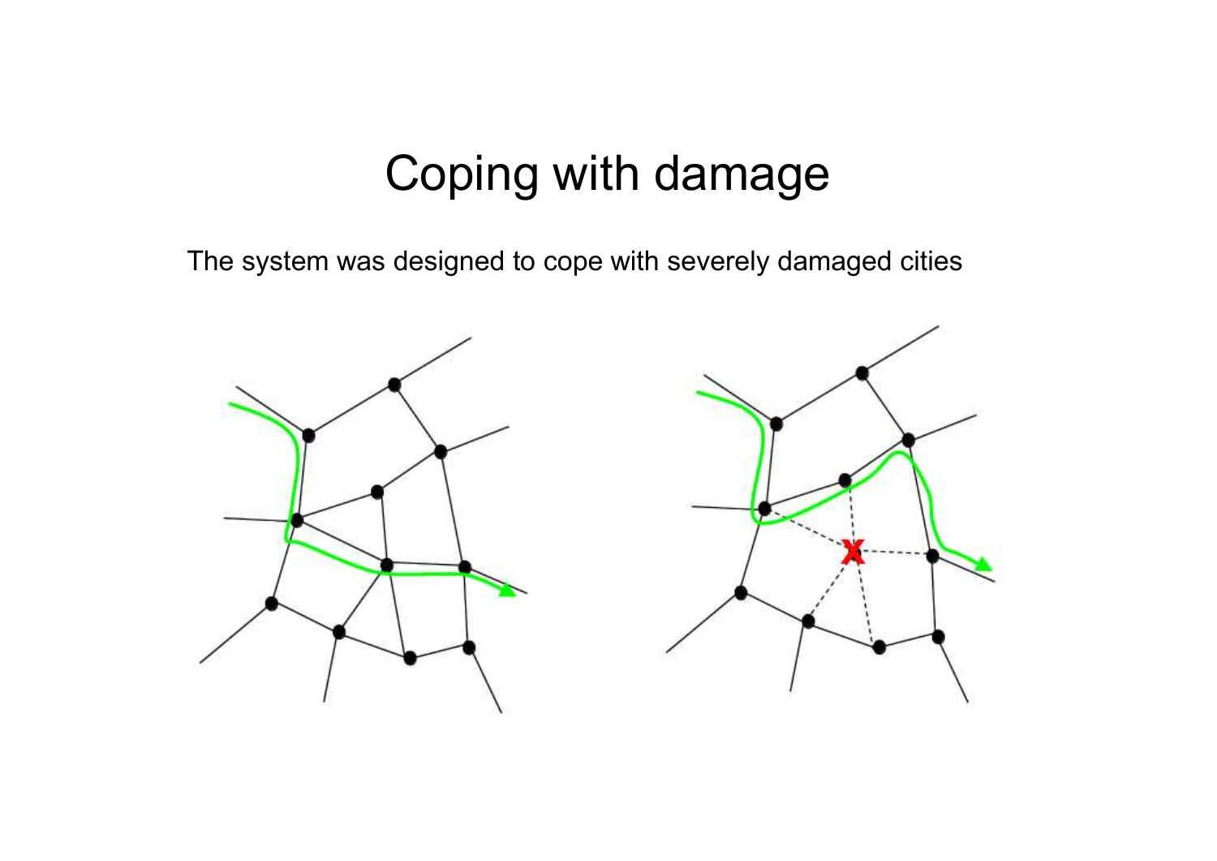# Coping with damage

The system was designed to cope with severely damaged cities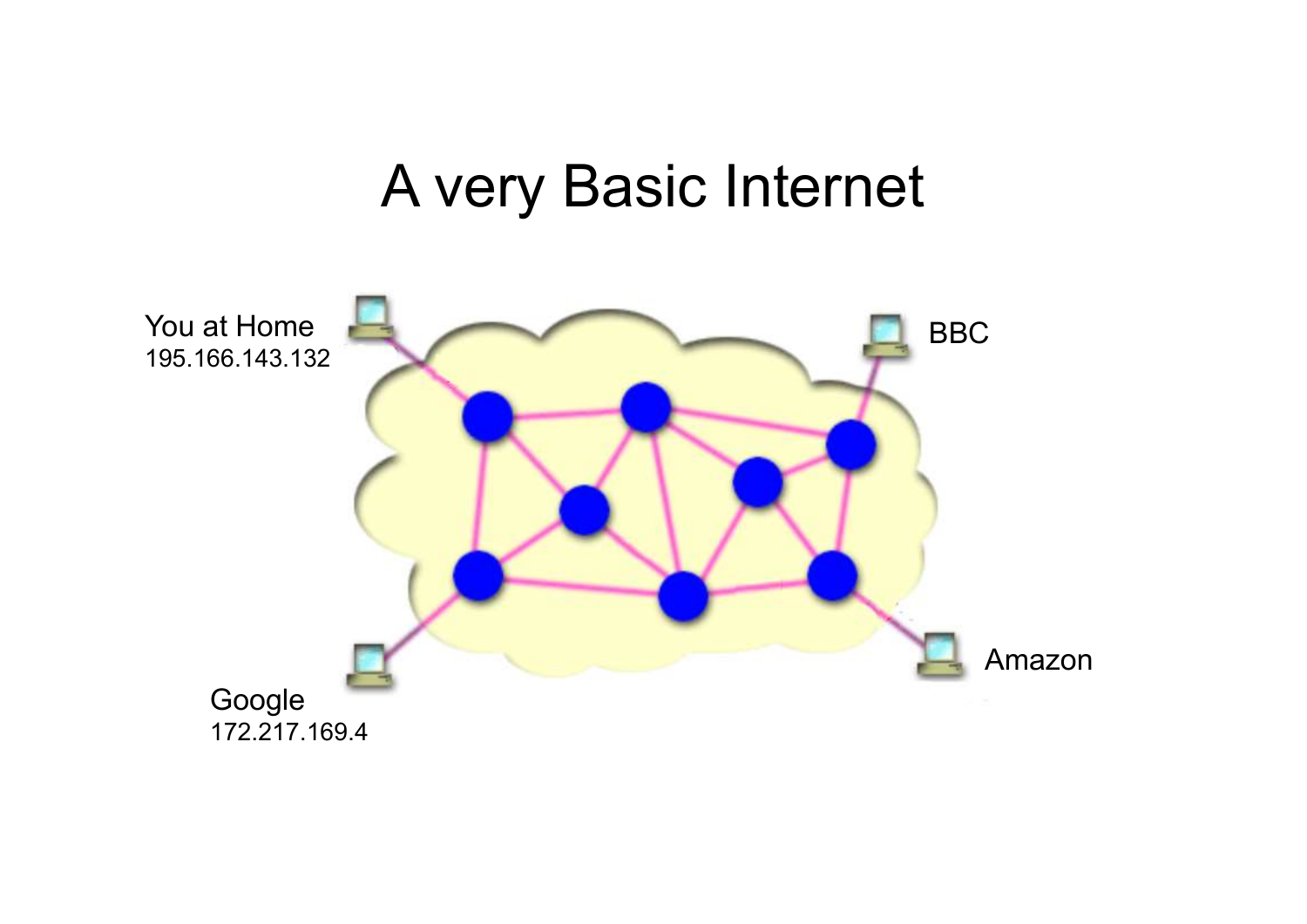# A very Basic Internet

You at Home
195.166.143.132

BBC

Google
172.217.169.4

Amazon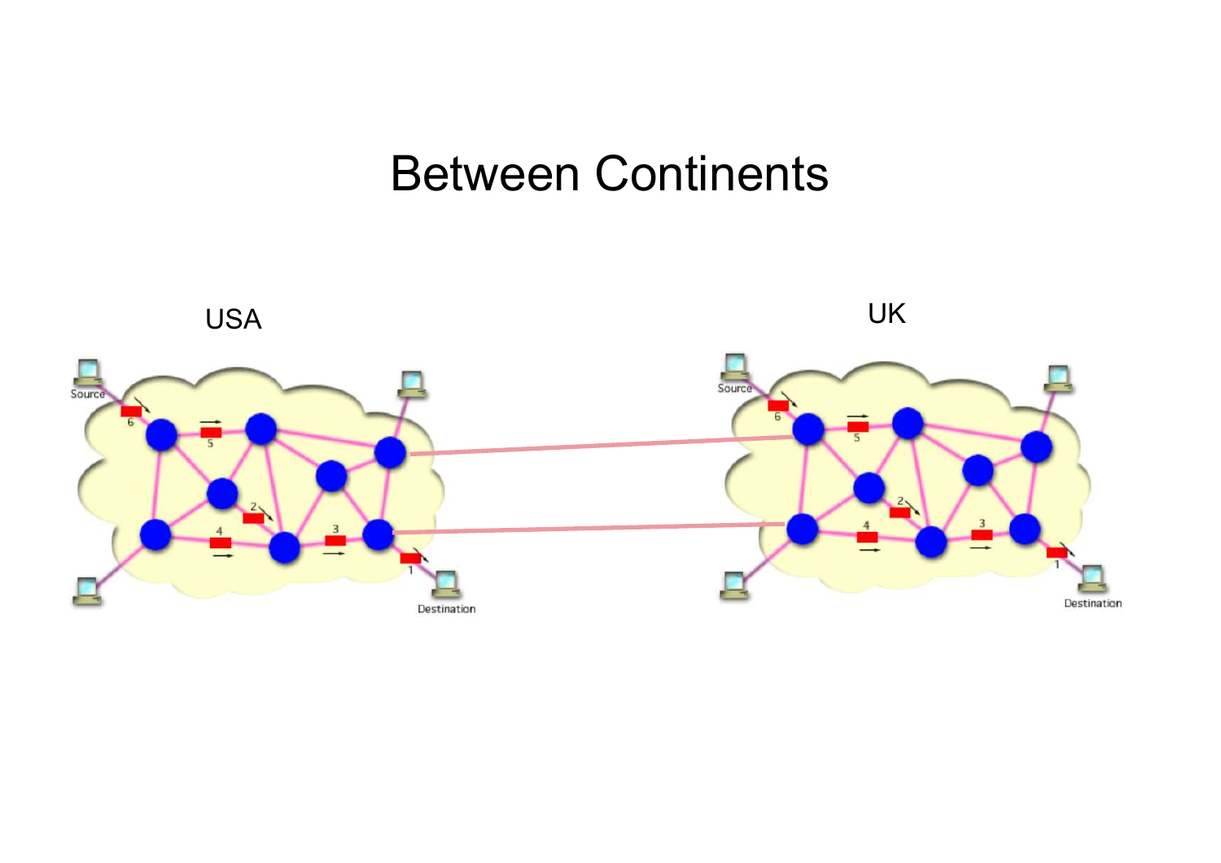# Between Continents

USA

UK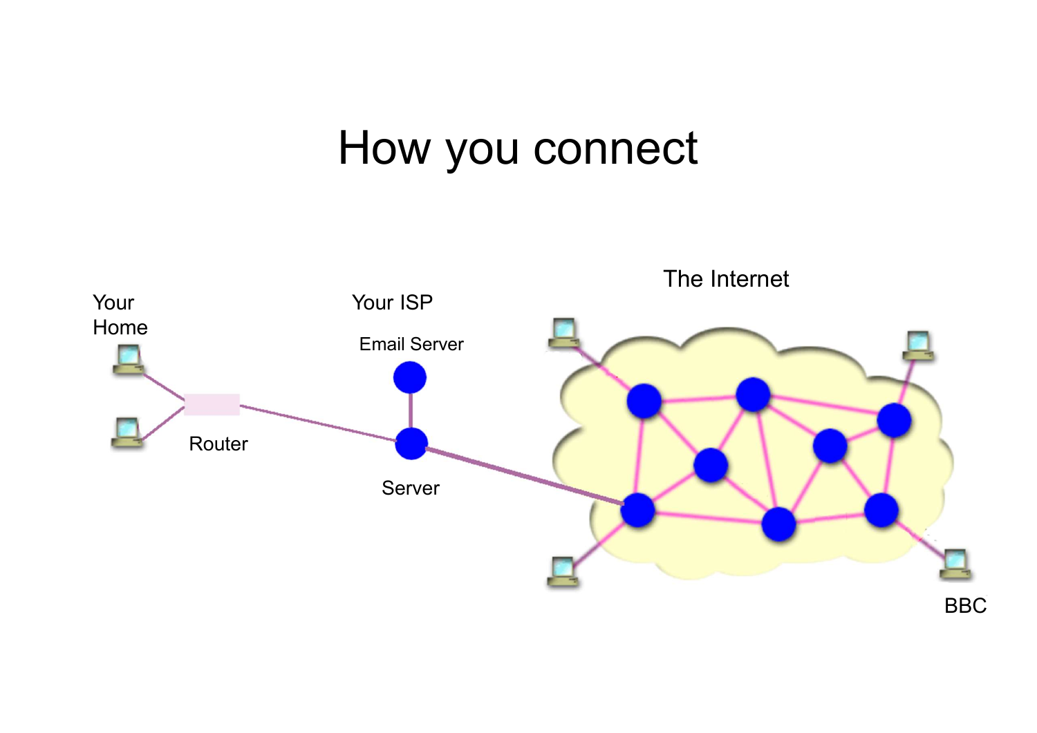# How you connect

Your Home

Router

Your ISP

Email Server

Server

The Internet

BBC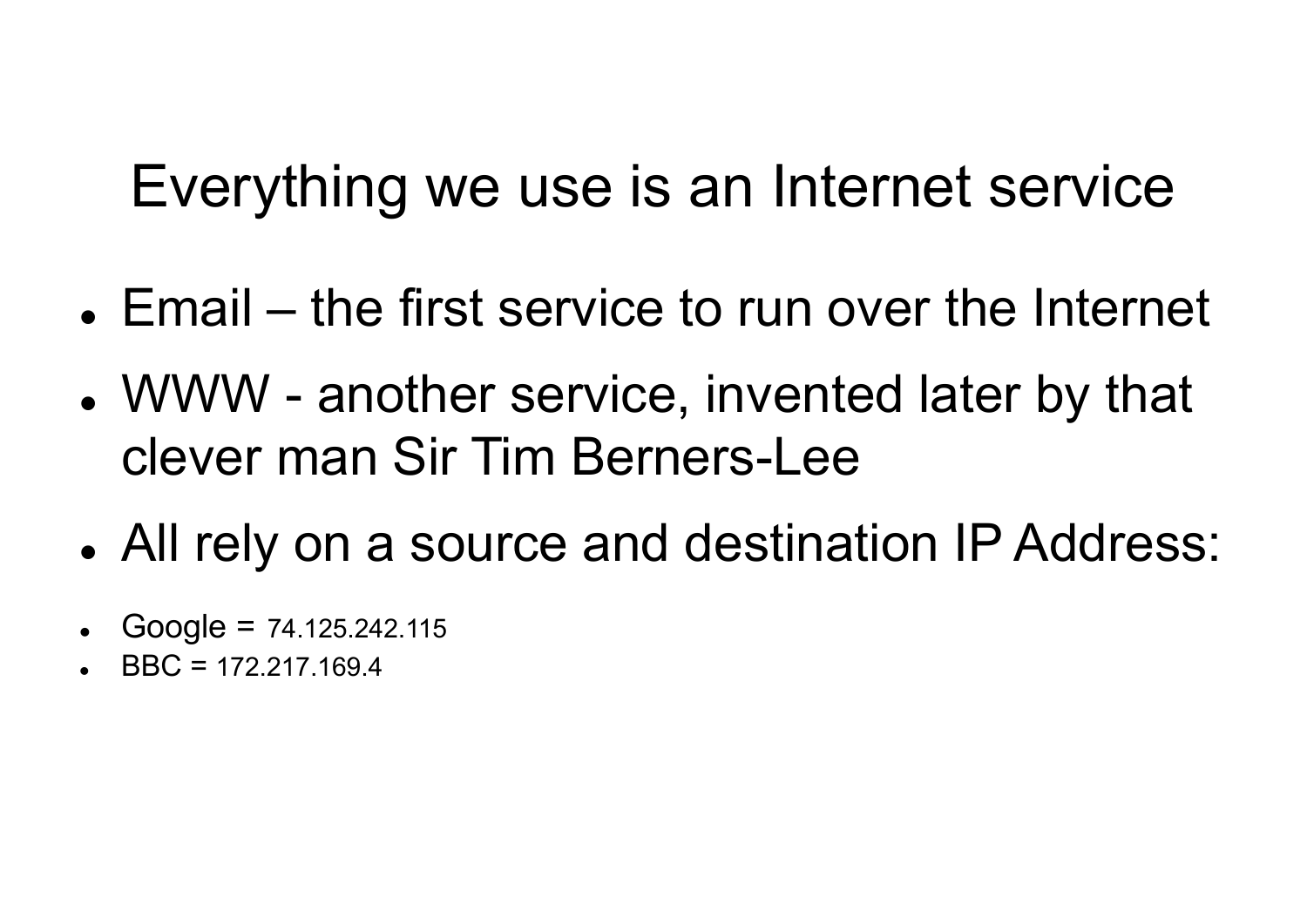# Everything we use is an Internet service

- Email – the first service to run over the Internet
- WWW - another service, invented later by that clever man Sir Tim Berners-Lee
- All rely on a source and destination IP Address:
- Google = 74.125.242.115
- BBC = 172.217.169.4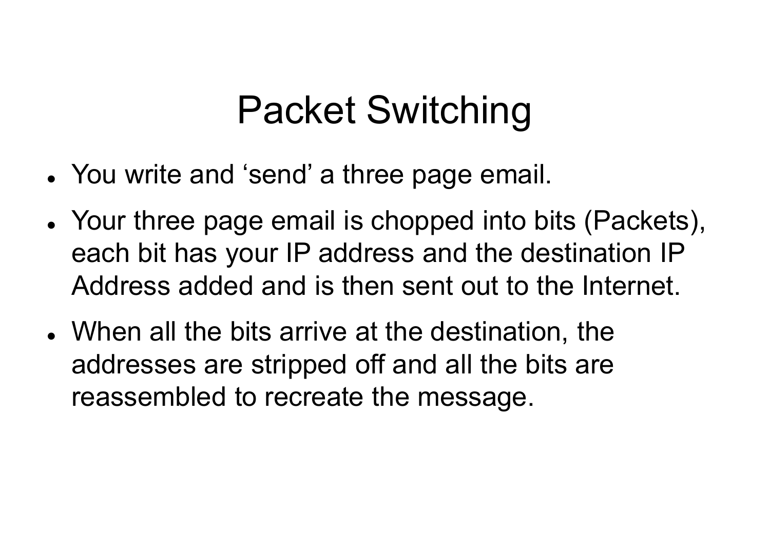# Packet Switching

- You write and ‘send’ a three page email.
- Your three page email is chopped into bits (Packets), each bit has your IP address and the destination IP Address added and is then sent out to the Internet.
- When all the bits arrive at the destination, the addresses are stripped off and all the bits are reassembled to recreate the message.